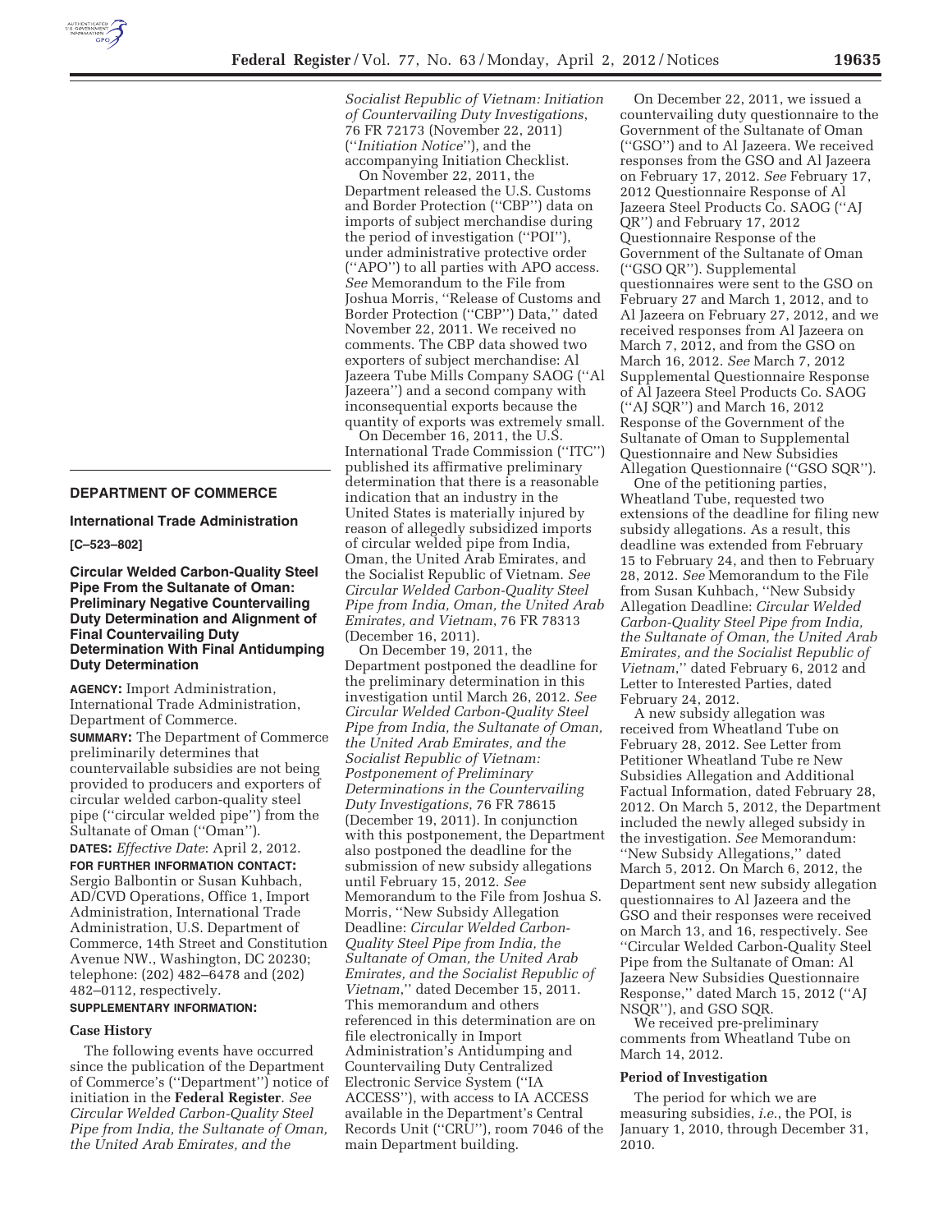## DEPARTMENT OF COMMERCE

### International Trade Administration

**[C–523–802]**

### Circular Welded Carbon-Quality Steel Pipe From the Sultanate of Oman: Preliminary Negative Countervailing Duty Determination and Alignment of Final Countervailing Duty Determination With Final Antidumping Duty Determination

**AGENCY:** Import Administration, International Trade Administration, Department of Commerce.

**SUMMARY:** The Department of Commerce preliminarily determines that countervailable subsidies are not being provided to producers and exporters of circular welded carbon-quality steel pipe (''circular welded pipe'') from the Sultanate of Oman (''Oman'').

**DATES:** *Effective Date*: April 2, 2012.

**FOR FURTHER INFORMATION CONTACT:** Sergio Balbontin or Susan Kuhbach, AD/CVD Operations, Office 1, Import Administration, International Trade Administration, U.S. Department of Commerce, 14th Street and Constitution Avenue NW., Washington, DC 20230; telephone: (202) 482–6478 and (202) 482–0112, respectively.

**SUPPLEMENTARY INFORMATION:**

#### Case History

The following events have occurred since the publication of the Department of Commerce's (''Department'') notice of initiation in the **Federal Register**. *See Circular Welded Carbon-Quality Steel Pipe from India, the Sultanate of Oman, the United Arab Emirates, and the Socialist Republic of Vietnam: Initiation of Countervailing Duty Investigations*, 76 FR 72173 (November 22, 2011) (''*Initiation Notice*''), and the accompanying Initiation Checklist.

On November 22, 2011, the Department released the U.S. Customs and Border Protection (''CBP'') data on imports of subject merchandise during the period of investigation (''POI''), under administrative protective order (''APO'') to all parties with APO access. *See* Memorandum to the File from Joshua Morris, ''Release of Customs and Border Protection (''CBP'') Data,'' dated November 22, 2011. We received no comments. The CBP data showed two exporters of subject merchandise: Al Jazeera Tube Mills Company SAOG (''Al Jazeera'') and a second company with inconsequential exports because the quantity of exports was extremely small.

On December 16, 2011, the U.S. International Trade Commission (''ITC'') published its affirmative preliminary determination that there is a reasonable indication that an industry in the United States is materially injured by reason of allegedly subsidized imports of circular welded pipe from India, Oman, the United Arab Emirates, and the Socialist Republic of Vietnam. *See Circular Welded Carbon-Quality Steel Pipe from India, Oman, the United Arab Emirates, and Vietnam*, 76 FR 78313 (December 16, 2011).

On December 19, 2011, the Department postponed the deadline for the preliminary determination in this investigation until March 26, 2012. *See Circular Welded Carbon-Quality Steel Pipe from India, the Sultanate of Oman, the United Arab Emirates, and the Socialist Republic of Vietnam: Postponement of Preliminary Determinations in the Countervailing Duty Investigations*, 76 FR 78615 (December 19, 2011). In conjunction with this postponement, the Department also postponed the deadline for the submission of new subsidy allegations until February 15, 2012. *See* Memorandum to the File from Joshua S. Morris, ''New Subsidy Allegation Deadline: *Circular Welded Carbon-Quality Steel Pipe from India, the Sultanate of Oman, the United Arab Emirates, and the Socialist Republic of Vietnam*,'' dated December 15, 2011. This memorandum and others referenced in this determination are on file electronically in Import Administration's Antidumping and Countervailing Duty Centralized Electronic Service System (''IA ACCESS''), with access to IA ACCESS available in the Department's Central Records Unit (''CRU''), room 7046 of the main Department building.

On December 22, 2011, we issued a countervailing duty questionnaire to the Government of the Sultanate of Oman (''GSO'') and to Al Jazeera. We received responses from the GSO and Al Jazeera on February 17, 2012. *See* February 17, 2012 Questionnaire Response of Al Jazeera Steel Products Co. SAOG (''AJ QR'') and February 17, 2012 Questionnaire Response of the Government of the Sultanate of Oman (''GSO QR''). Supplemental questionnaires were sent to the GSO on February 27 and March 1, 2012, and to Al Jazeera on February 27, 2012, and we received responses from Al Jazeera on March 7, 2012, and from the GSO on March 16, 2012. *See* March 7, 2012 Supplemental Questionnaire Response of Al Jazeera Steel Products Co. SAOG (''AJ SQR'') and March 16, 2012 Response of the Government of the Sultanate of Oman to Supplemental Questionnaire and New Subsidies Allegation Questionnaire (''GSO SQR'').

One of the petitioning parties, Wheatland Tube, requested two extensions of the deadline for filing new subsidy allegations. As a result, this deadline was extended from February 15 to February 24, and then to February 28, 2012. *See* Memorandum to the File from Susan Kuhbach, ''New Subsidy Allegation Deadline: *Circular Welded Carbon-Quality Steel Pipe from India, the Sultanate of Oman, the United Arab Emirates, and the Socialist Republic of Vietnam*,'' dated February 6, 2012 and Letter to Interested Parties, dated February 24, 2012.

A new subsidy allegation was received from Wheatland Tube on February 28, 2012. See Letter from Petitioner Wheatland Tube re New Subsidies Allegation and Additional Factual Information, dated February 28, 2012. On March 5, 2012, the Department included the newly alleged subsidy in the investigation. *See* Memorandum: ''New Subsidy Allegations,'' dated March 5, 2012. On March 6, 2012, the Department sent new subsidy allegation questionnaires to Al Jazeera and the GSO and their responses were received on March 13, and 16, respectively. See ''Circular Welded Carbon-Quality Steel Pipe from the Sultanate of Oman: Al Jazeera New Subsidies Questionnaire Response,'' dated March 15, 2012 (''AJ NSQR''), and GSO SQR.

We received pre-preliminary comments from Wheatland Tube on March 14, 2012.

#### Period of Investigation

The period for which we are measuring subsidies, *i.e.*, the POI, is January 1, 2010, through December 31, 2010.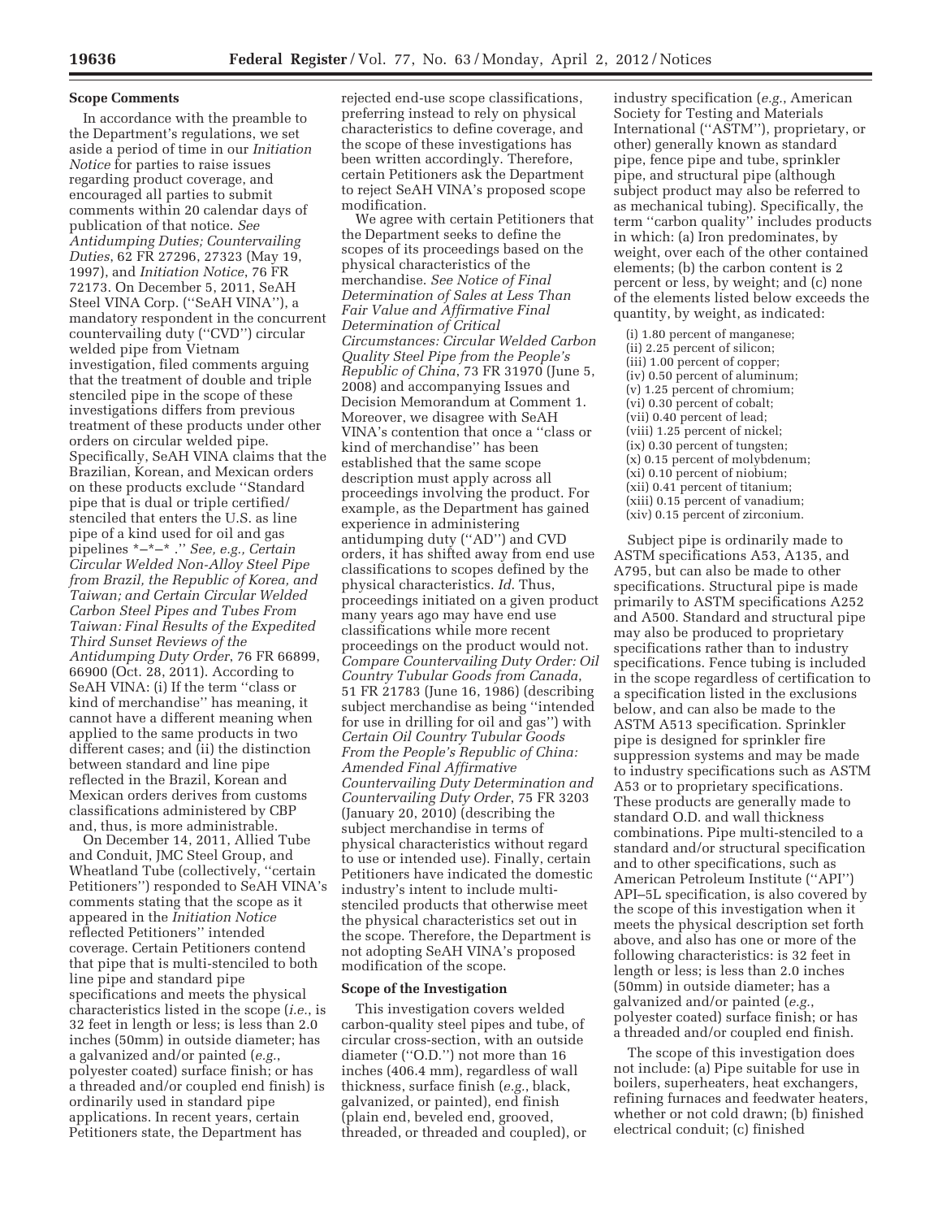### Scope Comments

In accordance with the preamble to the Department's regulations, we set aside a period of time in our *Initiation Notice* for parties to raise issues regarding product coverage, and encouraged all parties to submit comments within 20 calendar days of publication of that notice. *See Antidumping Duties; Countervailing Duties*, 62 FR 27296, 27323 (May 19, 1997), and *Initiation Notice*, 76 FR 72173. On December 5, 2011, SeAH Steel VINA Corp. (''SeAH VINA''), a mandatory respondent in the concurrent countervailing duty (''CVD'') circular welded pipe from Vietnam investigation, filed comments arguing that the treatment of double and triple stenciled pipe in the scope of these investigations differs from previous treatment of these products under other orders on circular welded pipe. Specifically, SeAH VINA claims that the Brazilian, Korean, and Mexican orders on these products exclude ''Standard pipe that is dual or triple certified/stenciled that enters the U.S. as line pipe of a kind used for oil and gas pipelines *–*–* .'' *See, e.g., Certain Circular Welded Non-Alloy Steel Pipe from Brazil, the Republic of Korea, and Taiwan; and Certain Circular Welded Carbon Steel Pipes and Tubes From Taiwan: Final Results of the Expedited Third Sunset Reviews of the Antidumping Duty Order*, 76 FR 66899, 66900 (Oct. 28, 2011). According to SeAH VINA: (i) If the term ''class or kind of merchandise'' has meaning, it cannot have a different meaning when applied to the same products in two different cases; and (ii) the distinction between standard and line pipe reflected in the Brazil, Korean and Mexican orders derives from customs classifications administered by CBP and, thus, is more administrable.

On December 14, 2011, Allied Tube and Conduit, JMC Steel Group, and Wheatland Tube (collectively, ''certain Petitioners'') responded to SeAH VINA's comments stating that the scope as it appeared in the *Initiation Notice* reflected Petitioners'' intended coverage. Certain Petitioners contend that pipe that is multi-stenciled to both line pipe and standard pipe specifications and meets the physical characteristics listed in the scope (*i.e.*, is 32 feet in length or less; is less than 2.0 inches (50mm) in outside diameter; has a galvanized and/or painted (*e.g.*, polyester coated) surface finish; or has a threaded and/or coupled end finish) is ordinarily used in standard pipe applications. In recent years, certain Petitioners state, the Department has rejected end-use scope classifications, preferring instead to rely on physical characteristics to define coverage, and the scope of these investigations has been written accordingly. Therefore, certain Petitioners ask the Department to reject SeAH VINA's proposed scope modification.

We agree with certain Petitioners that the Department seeks to define the scopes of its proceedings based on the physical characteristics of the merchandise. *See Notice of Final Determination of Sales at Less Than Fair Value and Affirmative Final Determination of Critical Circumstances: Circular Welded Carbon Quality Steel Pipe from the People's Republic of China*, 73 FR 31970 (June 5, 2008) and accompanying Issues and Decision Memorandum at Comment 1. Moreover, we disagree with SeAH VINA's contention that once a ''class or kind of merchandise'' has been established that the same scope description must apply across all proceedings involving the product. For example, as the Department has gained experience in administering antidumping duty (''AD'') and CVD orders, it has shifted away from end use classifications to scopes defined by the physical characteristics. *Id.* Thus, proceedings initiated on a given product many years ago may have end use classifications while more recent proceedings on the product would not. *Compare Countervailing Duty Order: Oil Country Tubular Goods from Canada*, 51 FR 21783 (June 16, 1986) (describing subject merchandise as being ''intended for use in drilling for oil and gas'') with *Certain Oil Country Tubular Goods From the People's Republic of China: Amended Final Affirmative Countervailing Duty Determination and Countervailing Duty Order*, 75 FR 3203 (January 20, 2010) (describing the subject merchandise in terms of physical characteristics without regard to use or intended use). Finally, certain Petitioners have indicated the domestic industry's intent to include multi-stenciled products that otherwise meet the physical characteristics set out in the scope. Therefore, the Department is not adopting SeAH VINA's proposed modification of the scope.

### Scope of the Investigation

This investigation covers welded carbon-quality steel pipes and tube, of circular cross-section, with an outside diameter (''O.D.'') not more than 16 inches (406.4 mm), regardless of wall thickness, surface finish (*e.g.*, black, galvanized, or painted), end finish (plain end, beveled end, grooved, threaded, or threaded and coupled), or industry specification (*e.g.*, American Society for Testing and Materials International (''ASTM''), proprietary, or other) generally known as standard pipe, fence pipe and tube, sprinkler pipe, and structural pipe (although subject product may also be referred to as mechanical tubing). Specifically, the term ''carbon quality'' includes products in which: (a) Iron predominates, by weight, over each of the other contained elements; (b) the carbon content is 2 percent or less, by weight; and (c) none of the elements listed below exceeds the quantity, by weight, as indicated:

(i) 1.80 percent of manganese;
(ii) 2.25 percent of silicon;
(iii) 1.00 percent of copper;
(iv) 0.50 percent of aluminum;
(v) 1.25 percent of chromium;
(vi) 0.30 percent of cobalt;
(vii) 0.40 percent of lead;
(viii) 1.25 percent of nickel;
(ix) 0.30 percent of tungsten;
(x) 0.15 percent of molybdenum;
(xi) 0.10 percent of niobium;
(xii) 0.41 percent of titanium;
(xiii) 0.15 percent of vanadium;
(xiv) 0.15 percent of zirconium.

Subject pipe is ordinarily made to ASTM specifications A53, A135, and A795, but can also be made to other specifications. Structural pipe is made primarily to ASTM specifications A252 and A500. Standard and structural pipe may also be produced to proprietary specifications rather than to industry specifications. Fence tubing is included in the scope regardless of certification to a specification listed in the exclusions below, and can also be made to the ASTM A513 specification. Sprinkler pipe is designed for sprinkler fire suppression systems and may be made to industry specifications such as ASTM A53 or to proprietary specifications. These products are generally made to standard O.D. and wall thickness combinations. Pipe multi-stenciled to a standard and/or structural specification and to other specifications, such as American Petroleum Institute (''API'') API–5L specification, is also covered by the scope of this investigation when it meets the physical description set forth above, and also has one or more of the following characteristics: is 32 feet in length or less; is less than 2.0 inches (50mm) in outside diameter; has a galvanized and/or painted (*e.g.*, polyester coated) surface finish; or has a threaded and/or coupled end finish.

The scope of this investigation does not include: (a) Pipe suitable for use in boilers, superheaters, heat exchangers, refining furnaces and feedwater heaters, whether or not cold drawn; (b) finished electrical conduit; (c) finished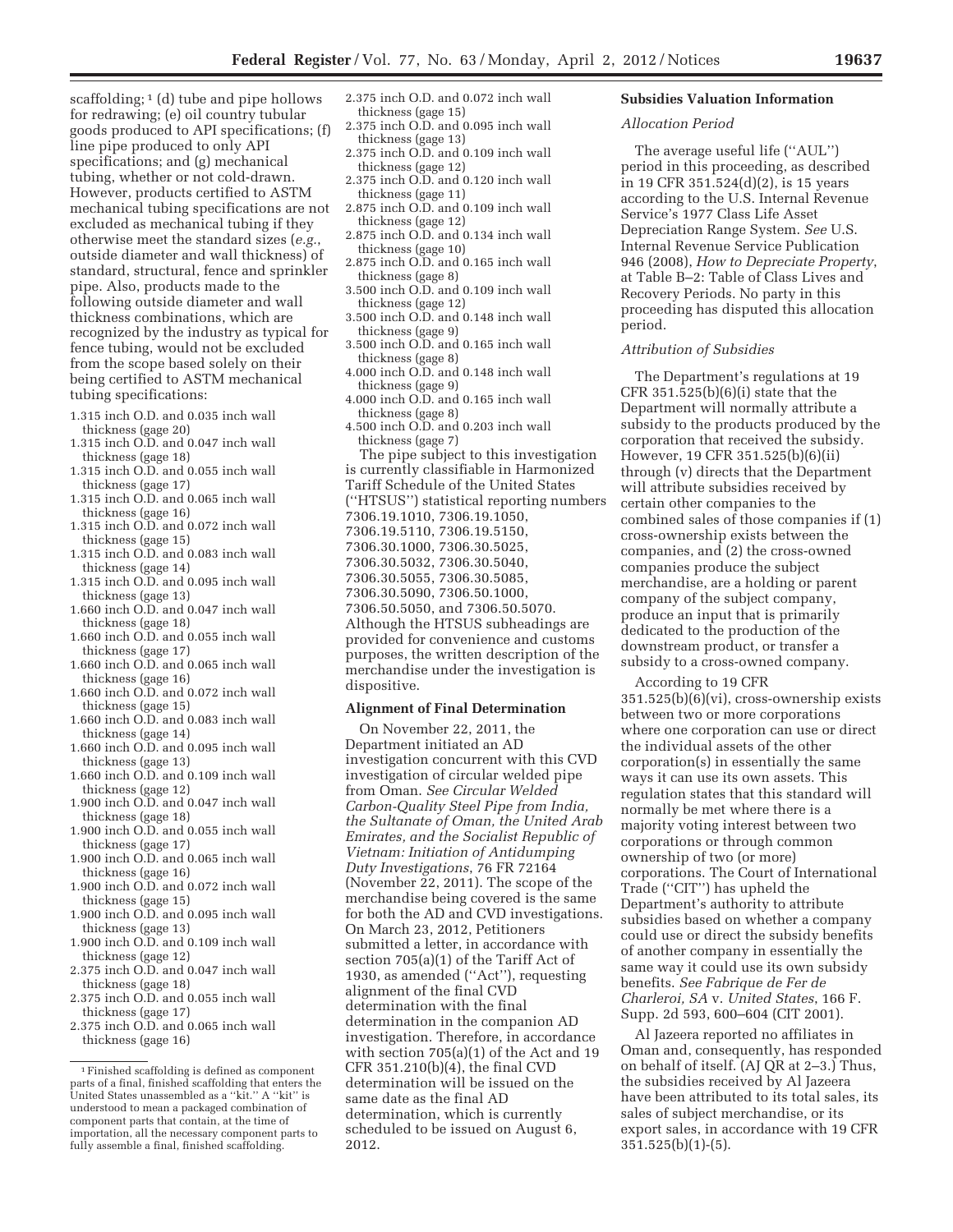scaffolding;[1] (d) tube and pipe hollows for redrawing; (e) oil country tubular goods produced to API specifications; (f) line pipe produced to only API specifications; and (g) mechanical tubing, whether or not cold-drawn. However, products certified to ASTM mechanical tubing specifications are not excluded as mechanical tubing if they otherwise meet the standard sizes (*e.g.*, outside diameter and wall thickness) of standard, structural, fence and sprinkler pipe. Also, products made to the following outside diameter and wall thickness combinations, which are recognized by the industry as typical for fence tubing, would not be excluded from the scope based solely on their being certified to ASTM mechanical tubing specifications:

- 1.315 inch O.D. and 0.035 inch wall thickness (gage 20)
- 1.315 inch O.D. and 0.047 inch wall thickness (gage 18)
- 1.315 inch O.D. and 0.055 inch wall thickness (gage 17)
- 1.315 inch O.D. and 0.065 inch wall thickness (gage 16)
- 1.315 inch O.D. and 0.072 inch wall thickness (gage 15)
- 1.315 inch O.D. and 0.083 inch wall thickness (gage 14)
- 1.315 inch O.D. and 0.095 inch wall thickness (gage 13)
- 1.660 inch O.D. and 0.047 inch wall thickness (gage 18)
- 1.660 inch O.D. and 0.055 inch wall thickness (gage 17)
- 1.660 inch O.D. and 0.065 inch wall thickness (gage 16)
- 1.660 inch O.D. and 0.072 inch wall thickness (gage 15)
- 1.660 inch O.D. and 0.083 inch wall thickness (gage 14)
- 1.660 inch O.D. and 0.095 inch wall thickness (gage 13)
- 1.660 inch O.D. and 0.109 inch wall thickness (gage 12)
- 1.900 inch O.D. and 0.047 inch wall thickness (gage 18)
- 1.900 inch O.D. and 0.055 inch wall thickness (gage 17)
- 1.900 inch O.D. and 0.065 inch wall thickness (gage 16)
- 1.900 inch O.D. and 0.072 inch wall thickness (gage 15)
- 1.900 inch O.D. and 0.095 inch wall thickness (gage 13)
- 1.900 inch O.D. and 0.109 inch wall thickness (gage 12)
- 2.375 inch O.D. and 0.047 inch wall thickness (gage 18)
- 2.375 inch O.D. and 0.055 inch wall thickness (gage 17)
- 2.375 inch O.D. and 0.065 inch wall thickness (gage 16)
- 2.375 inch O.D. and 0.072 inch wall thickness (gage 15)
- 2.375 inch O.D. and 0.095 inch wall thickness (gage 13)
- 2.375 inch O.D. and 0.109 inch wall thickness (gage 12)
- 2.375 inch O.D. and 0.120 inch wall thickness (gage 11)
- 2.875 inch O.D. and 0.109 inch wall thickness (gage 12)
- 2.875 inch O.D. and 0.134 inch wall thickness (gage 10)
- 2.875 inch O.D. and 0.165 inch wall thickness (gage 8)
- 3.500 inch O.D. and 0.109 inch wall thickness (gage 12)
- 3.500 inch O.D. and 0.148 inch wall thickness (gage 9)
- 3.500 inch O.D. and 0.165 inch wall thickness (gage 8)
- 4.000 inch O.D. and 0.148 inch wall thickness (gage 9)
- 4.000 inch O.D. and 0.165 inch wall thickness (gage 8)
- 4.500 inch O.D. and 0.203 inch wall thickness (gage 7)

The pipe subject to this investigation is currently classifiable in Harmonized Tariff Schedule of the United States (''HTSUS'') statistical reporting numbers 7306.19.1010, 7306.19.1050, 7306.19.5110, 7306.19.5150, 7306.30.1000, 7306.30.5025, 7306.30.5032, 7306.30.5040, 7306.30.5055, 7306.30.5085, 7306.30.5090, 7306.50.1000, 7306.50.5050, and 7306.50.5070. Although the HTSUS subheadings are provided for convenience and customs purposes, the written description of the merchandise under the investigation is dispositive.

## Alignment of Final Determination

On November 22, 2011, the Department initiated an AD investigation concurrent with this CVD investigation of circular welded pipe from Oman. *See Circular Welded Carbon-Quality Steel Pipe from India, the Sultanate of Oman, the United Arab Emirates, and the Socialist Republic of Vietnam: Initiation of Antidumping Duty Investigations*, 76 FR 72164 (November 22, 2011). The scope of the merchandise being covered is the same for both the AD and CVD investigations. On March 23, 2012, Petitioners submitted a letter, in accordance with section 705(a)(1) of the Tariff Act of 1930, as amended (''Act''), requesting alignment of the final CVD determination with the final determination in the companion AD investigation. Therefore, in accordance with section 705(a)(1) of the Act and 19 CFR 351.210(b)(4), the final CVD determination will be issued on the same date as the final AD determination, which is currently scheduled to be issued on August 6, 2012.

## Subsidies Valuation Information

### *Allocation Period*

The average useful life (''AUL'') period in this proceeding, as described in 19 CFR 351.524(d)(2), is 15 years according to the U.S. Internal Revenue Service's 1977 Class Life Asset Depreciation Range System. *See* U.S. Internal Revenue Service Publication 946 (2008), *How to Depreciate Property*, at Table B–2: Table of Class Lives and Recovery Periods. No party in this proceeding has disputed this allocation period.

### *Attribution of Subsidies*

The Department's regulations at 19 CFR 351.525(b)(6)(i) state that the Department will normally attribute a subsidy to the products produced by the corporation that received the subsidy. However, 19 CFR 351.525(b)(6)(ii) through (v) directs that the Department will attribute subsidies received by certain other companies to the combined sales of those companies if (1) cross-ownership exists between the companies, and (2) the cross-owned companies produce the subject merchandise, are a holding or parent company of the subject company, produce an input that is primarily dedicated to the production of the downstream product, or transfer a subsidy to a cross-owned company.

According to 19 CFR 351.525(b)(6)(vi), cross-ownership exists between two or more corporations where one corporation can use or direct the individual assets of the other corporation(s) in essentially the same ways it can use its own assets. This regulation states that this standard will normally be met where there is a majority voting interest between two corporations or through common ownership of two (or more) corporations. The Court of International Trade (''CIT'') has upheld the Department's authority to attribute subsidies based on whether a company could use or direct the subsidy benefits of another company in essentially the same way it could use its own subsidy benefits. *See Fabrique de Fer de Charleroi, SA* v. *United States*, 166 F. Supp. 2d 593, 600–604 (CIT 2001).

Al Jazeera reported no affiliates in Oman and, consequently, has responded on behalf of itself. (AJ QR at 2–3.) Thus, the subsidies received by Al Jazeera have been attributed to its total sales, its sales of subject merchandise, or its export sales, in accordance with 19 CFR 351.525(b)(1)-(5).

---

[1] Finished scaffolding is defined as component parts of a final, finished scaffolding that enters the United States unassembled as a ''kit.'' A ''kit'' is understood to mean a packaged combination of component parts that contain, at the time of importation, all the necessary component parts to fully assemble a final, finished scaffolding.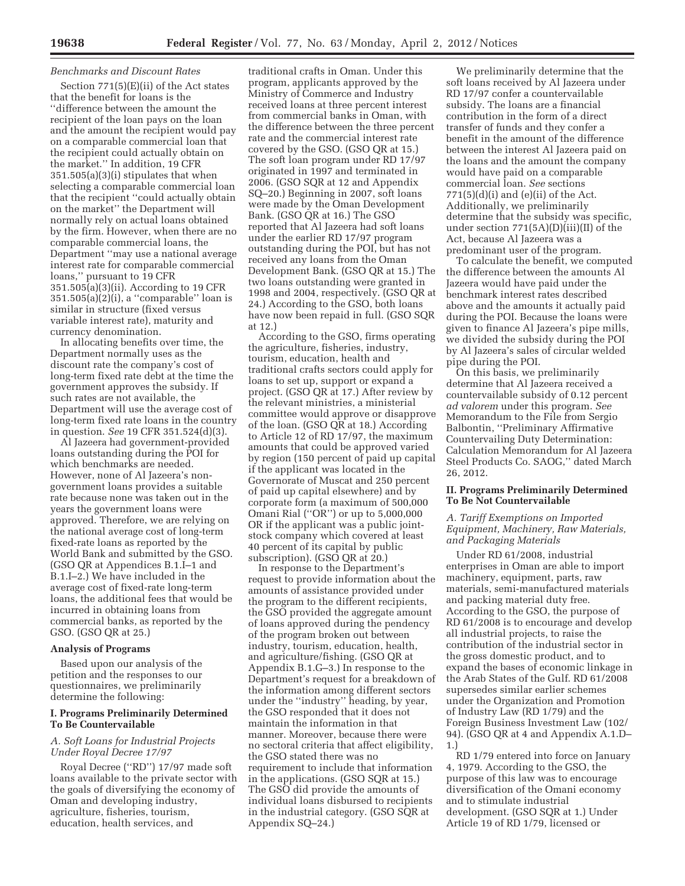### *Benchmarks and Discount Rates*

Section 771(5)(E)(ii) of the Act states that the benefit for loans is the ''difference between the amount the recipient of the loan pays on the loan and the amount the recipient would pay on a comparable commercial loan that the recipient could actually obtain on the market.'' In addition, 19 CFR 351.505(a)(3)(i) stipulates that when selecting a comparable commercial loan that the recipient ''could actually obtain on the market'' the Department will normally rely on actual loans obtained by the firm. However, when there are no comparable commercial loans, the Department ''may use a national average interest rate for comparable commercial loans,'' pursuant to 19 CFR 351.505(a)(3)(ii). According to 19 CFR 351.505(a)(2)(i), a ''comparable'' loan is similar in structure (fixed versus variable interest rate), maturity and currency denomination.

In allocating benefits over time, the Department normally uses as the discount rate the company's cost of long-term fixed rate debt at the time the government approves the subsidy. If such rates are not available, the Department will use the average cost of long-term fixed rate loans in the country in question. *See* 19 CFR 351.524(d)(3).

Al Jazeera had government-provided loans outstanding during the POI for which benchmarks are needed. However, none of Al Jazeera's non-government loans provides a suitable rate because none was taken out in the years the government loans were approved. Therefore, we are relying on the national average cost of long-term fixed-rate loans as reported by the World Bank and submitted by the GSO. (GSO QR at Appendices B.1.I–1 and B.1.I–2.) We have included in the average cost of fixed-rate long-term loans, the additional fees that would be incurred in obtaining loans from commercial banks, as reported by the GSO. (GSO QR at 25.)

## Analysis of Programs

Based upon our analysis of the petition and the responses to our questionnaires, we preliminarily determine the following:

### I. Programs Preliminarily Determined To Be Countervailable

#### *A. Soft Loans for Industrial Projects Under Royal Decree 17/97*

Royal Decree (''RD'') 17/97 made soft loans available to the private sector with the goals of diversifying the economy of Oman and developing industry, agriculture, fisheries, tourism, education, health services, and traditional crafts in Oman. Under this program, applicants approved by the Ministry of Commerce and Industry received loans at three percent interest from commercial banks in Oman, with the difference between the three percent rate and the commercial interest rate covered by the GSO. (GSO QR at 15.) The soft loan program under RD 17/97 originated in 1997 and terminated in 2006. (GSO SQR at 12 and Appendix SQ–20.) Beginning in 2007, soft loans were made by the Oman Development Bank. (GSO QR at 16.) The GSO reported that Al Jazeera had soft loans under the earlier RD 17/97 program outstanding during the POI, but has not received any loans from the Oman Development Bank. (GSO QR at 15.) The two loans outstanding were granted in 1998 and 2004, respectively. (GSO QR at 24.) According to the GSO, both loans have now been repaid in full. (GSO SQR at 12.)

According to the GSO, firms operating the agriculture, fisheries, industry, tourism, education, health and traditional crafts sectors could apply for loans to set up, support or expand a project. (GSO QR at 17.) After review by the relevant ministries, a ministerial committee would approve or disapprove of the loan. (GSO QR at 18.) According to Article 12 of RD 17/97, the maximum amounts that could be approved varied by region (150 percent of paid up capital if the applicant was located in the Governorate of Muscat and 250 percent of paid up capital elsewhere) and by corporate form (a maximum of 500,000 Omani Rial (''OR'') or up to 5,000,000 OR if the applicant was a public joint-stock company which covered at least 40 percent of its capital by public subscription). (GSO QR at 20.)

In response to the Department's request to provide information about the amounts of assistance provided under the program to the different recipients, the GSO provided the aggregate amount of loans approved during the pendency of the program broken out between industry, tourism, education, health, and agriculture/fishing. (GSO QR at Appendix B.1.G–3.) In response to the Department's request for a breakdown of the information among different sectors under the ''industry'' heading, by year, the GSO responded that it does not maintain the information in that manner. Moreover, because there were no sectoral criteria that affect eligibility, the GSO stated there was no requirement to include that information in the applications. (GSO SQR at 15.) The GSO did provide the amounts of individual loans disbursed to recipients in the industrial category. (GSO SQR at Appendix SQ–24.)

We preliminarily determine that the soft loans received by Al Jazeera under RD 17/97 confer a countervailable subsidy. The loans are a financial contribution in the form of a direct transfer of funds and they confer a benefit in the amount of the difference between the interest Al Jazeera paid on the loans and the amount the company would have paid on a comparable commercial loan. *See* sections 771(5)(d)(i) and (e)(ii) of the Act. Additionally, we preliminarily determine that the subsidy was specific, under section 771(5A)(D)(iii)(II) of the Act, because Al Jazeera was a predominant user of the program.

To calculate the benefit, we computed the difference between the amounts Al Jazeera would have paid under the benchmark interest rates described above and the amounts it actually paid during the POI. Because the loans were given to finance Al Jazeera's pipe mills, we divided the subsidy during the POI by Al Jazeera's sales of circular welded pipe during the POI.

On this basis, we preliminarily determine that Al Jazeera received a countervailable subsidy of 0.12 percent *ad valorem* under this program. *See* Memorandum to the File from Sergio Balbontin, ''Preliminary Affirmative Countervailing Duty Determination: Calculation Memorandum for Al Jazeera Steel Products Co. SAOG,'' dated March 26, 2012.

### II. Programs Preliminarily Determined To Be Not Countervailable

#### *A. Tariff Exemptions on Imported Equipment, Machinery, Raw Materials, and Packaging Materials*

Under RD 61/2008, industrial enterprises in Oman are able to import machinery, equipment, parts, raw materials, semi-manufactured materials and packing material duty free. According to the GSO, the purpose of RD 61/2008 is to encourage and develop all industrial projects, to raise the contribution of the industrial sector in the gross domestic product, and to expand the bases of economic linkage in the Arab States of the Gulf. RD 61/2008 supersedes similar earlier schemes under the Organization and Promotion of Industry Law (RD 1/79) and the Foreign Business Investment Law (102/94). (GSO QR at 4 and Appendix A.1.D–1.)

RD 1/79 entered into force on January 4, 1979. According to the GSO, the purpose of this law was to encourage diversification of the Omani economy and to stimulate industrial development. (GSO SQR at 1.) Under Article 19 of RD 1/79, licensed or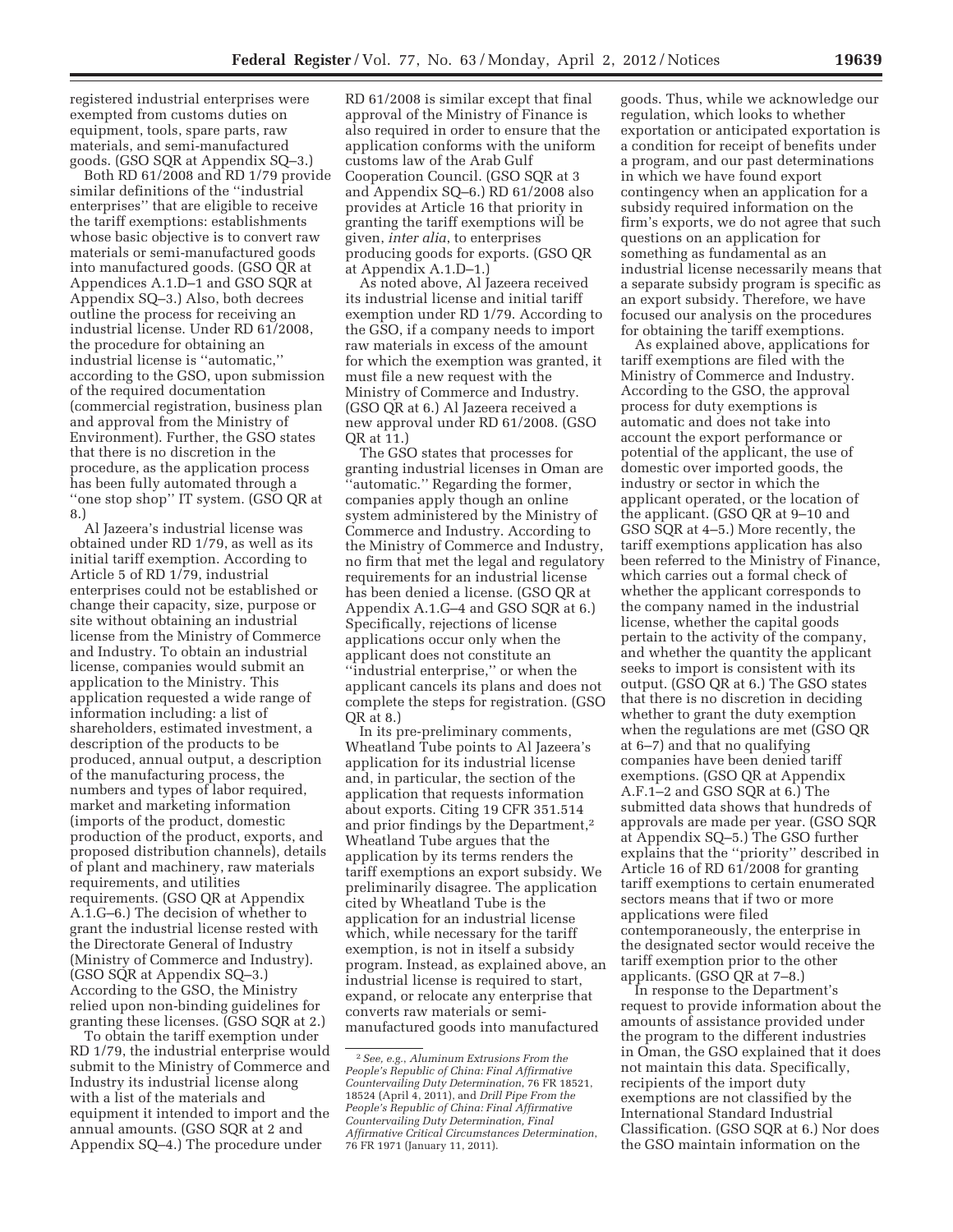registered industrial enterprises were exempted from customs duties on equipment, tools, spare parts, raw materials, and semi-manufactured goods. (GSO SQR at Appendix SQ–3.)

Both RD 61/2008 and RD 1/79 provide similar definitions of the ''industrial enterprises'' that are eligible to receive the tariff exemptions: establishments whose basic objective is to convert raw materials or semi-manufactured goods into manufactured goods. (GSO QR at Appendices A.1.D–1 and GSO SQR at Appendix SQ–3.) Also, both decrees outline the process for receiving an industrial license. Under RD 61/2008, the procedure for obtaining an industrial license is ''automatic,'' according to the GSO, upon submission of the required documentation (commercial registration, business plan and approval from the Ministry of Environment). Further, the GSO states that there is no discretion in the procedure, as the application process has been fully automated through a ''one stop shop'' IT system. (GSO QR at 8.)

Al Jazeera's industrial license was obtained under RD 1/79, as well as its initial tariff exemption. According to Article 5 of RD 1/79, industrial enterprises could not be established or change their capacity, size, purpose or site without obtaining an industrial license from the Ministry of Commerce and Industry. To obtain an industrial license, companies would submit an application to the Ministry. This application requested a wide range of information including: a list of shareholders, estimated investment, a description of the products to be produced, annual output, a description of the manufacturing process, the numbers and types of labor required, market and marketing information (imports of the product, domestic production of the product, exports, and proposed distribution channels), details of plant and machinery, raw materials requirements, and utilities requirements. (GSO QR at Appendix A.1.G–6.) The decision of whether to grant the industrial license rested with the Directorate General of Industry (Ministry of Commerce and Industry). (GSO SQR at Appendix SQ–3.) According to the GSO, the Ministry relied upon non-binding guidelines for granting these licenses. (GSO SQR at 2.)

To obtain the tariff exemption under RD 1/79, the industrial enterprise would submit to the Ministry of Commerce and Industry its industrial license along with a list of the materials and equipment it intended to import and the annual amounts. (GSO SQR at 2 and Appendix SQ–4.) The procedure under RD 61/2008 is similar except that final approval of the Ministry of Finance is also required in order to ensure that the application conforms with the uniform customs law of the Arab Gulf Cooperation Council. (GSO SQR at 3 and Appendix SQ–6.) RD 61/2008 also provides at Article 16 that priority in granting the tariff exemptions will be given, *inter alia*, to enterprises producing goods for exports. (GSO QR at Appendix A.1.D–1.)

As noted above, Al Jazeera received its industrial license and initial tariff exemption under RD 1/79. According to the GSO, if a company needs to import raw materials in excess of the amount for which the exemption was granted, it must file a new request with the Ministry of Commerce and Industry. (GSO QR at 6.) Al Jazeera received a new approval under RD 61/2008. (GSO QR at 11.)

The GSO states that processes for granting industrial licenses in Oman are ''automatic.'' Regarding the former, companies apply though an online system administered by the Ministry of Commerce and Industry. According to the Ministry of Commerce and Industry, no firm that met the legal and regulatory requirements for an industrial license has been denied a license. (GSO QR at Appendix A.1.G–4 and GSO SQR at 6.) Specifically, rejections of license applications occur only when the applicant does not constitute an ''industrial enterprise,'' or when the applicant cancels its plans and does not complete the steps for registration. (GSO QR at 8.)

In its pre-preliminary comments, Wheatland Tube points to Al Jazeera's application for its industrial license and, in particular, the section of the application that requests information about exports. Citing 19 CFR 351.514 and prior findings by the Department,[2] Wheatland Tube argues that the application by its terms renders the tariff exemptions an export subsidy. We preliminarily disagree. The application cited by Wheatland Tube is the application for an industrial license which, while necessary for the tariff exemption, is not in itself a subsidy program. Instead, as explained above, an industrial license is required to start, expand, or relocate any enterprise that converts raw materials or semi-manufactured goods into manufactured goods. Thus, while we acknowledge our regulation, which looks to whether exportation or anticipated exportation is a condition for receipt of benefits under a program, and our past determinations in which we have found export contingency when an application for a subsidy required information on the firm's exports, we do not agree that such questions on an application for something as fundamental as an industrial license necessarily means that a separate subsidy program is specific as an export subsidy. Therefore, we have focused our analysis on the procedures for obtaining the tariff exemptions.

As explained above, applications for tariff exemptions are filed with the Ministry of Commerce and Industry. According to the GSO, the approval process for duty exemptions is automatic and does not take into account the export performance or potential of the applicant, the use of domestic over imported goods, the industry or sector in which the applicant operated, or the location of the applicant. (GSO QR at 9–10 and GSO SQR at 4–5.) More recently, the tariff exemptions application has also been referred to the Ministry of Finance, which carries out a formal check of whether the applicant corresponds to the company named in the industrial license, whether the capital goods pertain to the activity of the company, and whether the quantity the applicant seeks to import is consistent with its output. (GSO QR at 6.) The GSO states that there is no discretion in deciding whether to grant the duty exemption when the regulations are met (GSO QR at 6–7) and that no qualifying companies have been denied tariff exemptions. (GSO QR at Appendix A.F.1–2 and GSO SQR at 6.) The submitted data shows that hundreds of approvals are made per year. (GSO SQR at Appendix SQ–5.) The GSO further explains that the ''priority'' described in Article 16 of RD 61/2008 for granting tariff exemptions to certain enumerated sectors means that if two or more applications were filed contemporaneously, the enterprise in the designated sector would receive the tariff exemption prior to the other applicants. (GSO QR at 7–8.)

In response to the Department's request to provide information about the amounts of assistance provided under the program to the different industries in Oman, the GSO explained that it does not maintain this data. Specifically, recipients of the import duty exemptions are not classified by the International Standard Industrial Classification. (GSO SQR at 6.) Nor does the GSO maintain information on the

---

[2] *See, e.g., Aluminum Extrusions From the People's Republic of China: Final Affirmative Countervailing Duty Determination*, 76 FR 18521, 18524 (April 4, 2011), and *Drill Pipe From the People's Republic of China: Final Affirmative Countervailing Duty Determination, Final Affirmative Critical Circumstances Determination*, 76 FR 1971 (January 11, 2011).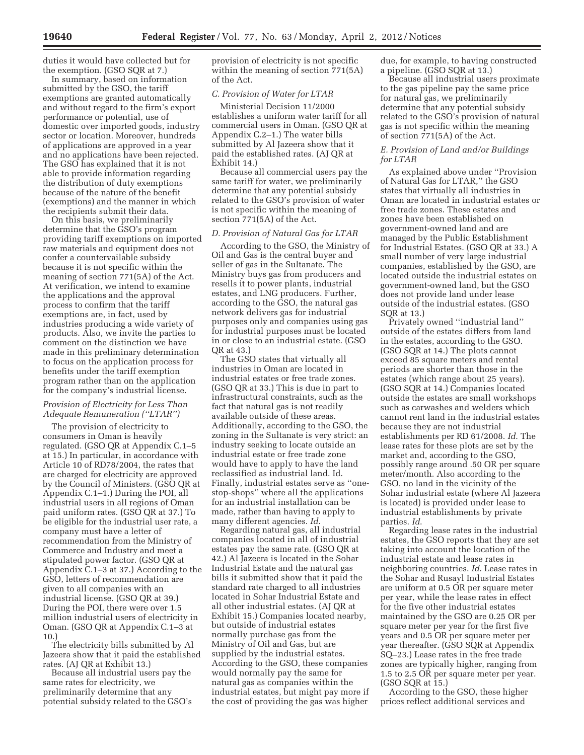duties it would have collected but for the exemption. (GSO SQR at 7.)

In summary, based on information submitted by the GSO, the tariff exemptions are granted automatically and without regard to the firm's export performance or potential, use of domestic over imported goods, industry sector or location. Moreover, hundreds of applications are approved in a year and no applications have been rejected. The GSO has explained that it is not able to provide information regarding the distribution of duty exemptions because of the nature of the benefit (exemptions) and the manner in which the recipients submit their data.

On this basis, we preliminarily determine that the GSO's program providing tariff exemptions on imported raw materials and equipment does not confer a countervailable subsidy because it is not specific within the meaning of section 771(5A) of the Act. At verification, we intend to examine the applications and the approval process to confirm that the tariff exemptions are, in fact, used by industries producing a wide variety of products. Also, we invite the parties to comment on the distinction we have made in this preliminary determination to focus on the application process for benefits under the tariff exemption program rather than on the application for the company's industrial license.

### *Provision of Electricity for Less Than Adequate Remuneration (''LTAR'')*

The provision of electricity to consumers in Oman is heavily regulated. (GSO QR at Appendix C.1–5 at 15.) In particular, in accordance with Article 10 of RD78/2004, the rates that are charged for electricity are approved by the Council of Ministers. (GSO QR at Appendix C.1–1.) During the POI, all industrial users in all regions of Oman paid uniform rates. (GSO QR at 37.) To be eligible for the industrial user rate, a company must have a letter of recommendation from the Ministry of Commerce and Industry and meet a stipulated power factor. (GSO QR at Appendix C.1–3 at 37.) According to the GSO, letters of recommendation are given to all companies with an industrial license. (GSO QR at 39.) During the POI, there were over 1.5 million industrial users of electricity in Oman. (GSO QR at Appendix C.1–3 at 10.)

The electricity bills submitted by Al Jazeera show that it paid the established rates. (AJ QR at Exhibit 13.)

Because all industrial users pay the same rates for electricity, we preliminarily determine that any potential subsidy related to the GSO's provision of electricity is not specific within the meaning of section 771(5A) of the Act.

### *C. Provision of Water for LTAR*

Ministerial Decision 11/2000 establishes a uniform water tariff for all commercial users in Oman. (GSO QR at Appendix C.2–1.) The water bills submitted by Al Jazeera show that it paid the established rates. (AJ QR at Exhibit 14.)

Because all commercial users pay the same tariff for water, we preliminarily determine that any potential subsidy related to the GSO's provision of water is not specific within the meaning of section 771(5A) of the Act.

### *D. Provision of Natural Gas for LTAR*

According to the GSO, the Ministry of Oil and Gas is the central buyer and seller of gas in the Sultanate. The Ministry buys gas from producers and resells it to power plants, industrial estates, and LNG producers. Further, according to the GSO, the natural gas network delivers gas for industrial purposes only and companies using gas for industrial purposes must be located in or close to an industrial estate. (GSO QR at 43.)

The GSO states that virtually all industries in Oman are located in industrial estates or free trade zones. (GSO QR at 33.) This is due in part to infrastructural constraints, such as the fact that natural gas is not readily available outside of these areas. Additionally, according to the GSO, the zoning in the Sultanate is very strict: an industry seeking to locate outside an industrial estate or free trade zone would have to apply to have the land reclassified as industrial land. Id. Finally, industrial estates serve as ''one-stop-shops'' where all the applications for an industrial installation can be made, rather than having to apply to many different agencies. *Id.*

Regarding natural gas, all industrial companies located in all of industrial estates pay the same rate. (GSO QR at 42.) Al Jazeera is located in the Sohar Industrial Estate and the natural gas bills it submitted show that it paid the standard rate charged to all industries located in Sohar Industrial Estate and all other industrial estates. (AJ QR at Exhibit 15.) Companies located nearby, but outside of industrial estates normally purchase gas from the Ministry of Oil and Gas, but are supplied by the industrial estates. According to the GSO, these companies would normally pay the same for natural gas as companies within the industrial estates, but might pay more if the cost of providing the gas was higher due, for example, to having constructed a pipeline. (GSO SQR at 13.)

Because all industrial users proximate to the gas pipeline pay the same price for natural gas, we preliminarily determine that any potential subsidy related to the GSO's provision of natural gas is not specific within the meaning of section 771(5A) of the Act.

### *E. Provision of Land and/or Buildings for LTAR*

As explained above under ''Provision of Natural Gas for LTAR,'' the GSO states that virtually all industries in Oman are located in industrial estates or free trade zones. These estates and zones have been established on government-owned land and are managed by the Public Establishment for Industrial Estates. (GSO QR at 33.) A small number of very large industrial companies, established by the GSO, are located outside the industrial estates on government-owned land, but the GSO does not provide land under lease outside of the industrial estates. (GSO SQR at 13.)

Privately owned ''industrial land'' outside of the estates differs from land in the estates, according to the GSO. (GSO SQR at 14.) The plots cannot exceed 85 square meters and rental periods are shorter than those in the estates (which range about 25 years). (GSO SQR at 14.) Companies located outside the estates are small workshops such as carwashes and welders which cannot rent land in the industrial estates because they are not industrial establishments per RD 61/2008. *Id.* The lease rates for these plots are set by the market and, according to the GSO, possibly range around .50 OR per square meter/month. Also according to the GSO, no land in the vicinity of the Sohar industrial estate (where Al Jazeera is located) is provided under lease to industrial establishments by private parties. *Id.*

Regarding lease rates in the industrial estates, the GSO reports that they are set taking into account the location of the industrial estate and lease rates in neighboring countries. *Id.* Lease rates in the Sohar and Rusayl Industrial Estates are uniform at 0.5 OR per square meter per year, while the lease rates in effect for the five other industrial estates maintained by the GSO are 0.25 OR per square meter per year for the first five years and 0.5 OR per square meter per year thereafter. (GSO SQR at Appendix SQ–23.) Lease rates in the free trade zones are typically higher, ranging from 1.5 to 2.5 OR per square meter per year. (GSO SQR at 15.)

According to the GSO, these higher prices reflect additional services and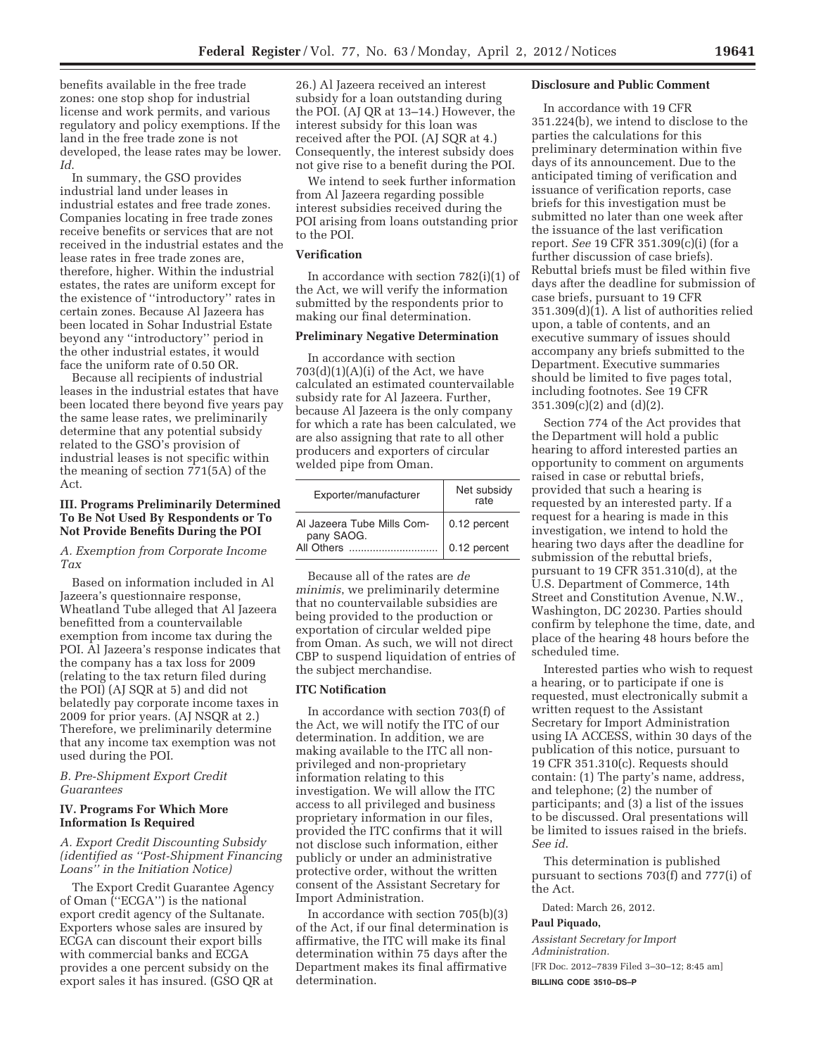benefits available in the free trade zones: one stop shop for industrial license and work permits, and various regulatory and policy exemptions. If the land in the free trade zone is not developed, the lease rates may be lower. *Id.*

In summary, the GSO provides industrial land under leases in industrial estates and free trade zones. Companies locating in free trade zones receive benefits or services that are not received in the industrial estates and the lease rates in free trade zones are, therefore, higher. Within the industrial estates, the rates are uniform except for the existence of ''introductory'' rates in certain zones. Because Al Jazeera has been located in Sohar Industrial Estate beyond any ''introductory'' period in the other industrial estates, it would face the uniform rate of 0.50 OR.

Because all recipients of industrial leases in the industrial estates that have been located there beyond five years pay the same lease rates, we preliminarily determine that any potential subsidy related to the GSO's provision of industrial leases is not specific within the meaning of section 771(5A) of the Act.

### III. Programs Preliminarily Determined To Be Not Used By Respondents or To Not Provide Benefits During the POI

*A. Exemption from Corporate Income Tax*

Based on information included in Al Jazeera's questionnaire response, Wheatland Tube alleged that Al Jazeera benefitted from a countervailable exemption from income tax during the POI. Al Jazeera's response indicates that the company has a tax loss for 2009 (relating to the tax return filed during the POI) (AJ SQR at 5) and did not belatedly pay corporate income taxes in 2009 for prior years. (AJ NSQR at 2.) Therefore, we preliminarily determine that any income tax exemption was not used during the POI.

*B. Pre-Shipment Export Credit Guarantees*

### IV. Programs For Which More Information Is Required

*A. Export Credit Discounting Subsidy (identified as ''Post-Shipment Financing Loans'' in the Initiation Notice)*

The Export Credit Guarantee Agency of Oman (''ECGA'') is the national export credit agency of the Sultanate. Exporters whose sales are insured by ECGA can discount their export bills with commercial banks and ECGA provides a one percent subsidy on the export sales it has insured. (GSO QR at 26.) Al Jazeera received an interest subsidy for a loan outstanding during the POI. (AJ QR at 13–14.) However, the interest subsidy for this loan was received after the POI. (AJ SQR at 4.) Consequently, the interest subsidy does not give rise to a benefit during the POI.

We intend to seek further information from Al Jazeera regarding possible interest subsidies received during the POI arising from loans outstanding prior to the POI.

**Verification**

In accordance with section 782(i)(1) of the Act, we will verify the information submitted by the respondents prior to making our final determination.

**Preliminary Negative Determination**

In accordance with section 703(d)(1)(A)(i) of the Act, we have calculated an estimated countervailable subsidy rate for Al Jazeera. Further, because Al Jazeera is the only company for which a rate has been calculated, we are also assigning that rate to all other producers and exporters of circular welded pipe from Oman.

| Exporter/manufacturer | Net subsidy rate |
| --- | --- |
| Al Jazeera Tube Mills Company SAOG. | 0.12 percent |
| All Others | 0.12 percent |

Because all of the rates are *de minimis,* we preliminarily determine that no countervailable subsidies are being provided to the production or exportation of circular welded pipe from Oman. As such, we will not direct CBP to suspend liquidation of entries of the subject merchandise.

**ITC Notification**

In accordance with section 703(f) of the Act, we will notify the ITC of our determination. In addition, we are making available to the ITC all non-privileged and non-proprietary information relating to this investigation. We will allow the ITC access to all privileged and business proprietary information in our files, provided the ITC confirms that it will not disclose such information, either publicly or under an administrative protective order, without the written consent of the Assistant Secretary for Import Administration.

In accordance with section 705(b)(3) of the Act, if our final determination is affirmative, the ITC will make its final determination within 75 days after the Department makes its final affirmative determination.

**Disclosure and Public Comment**

In accordance with 19 CFR 351.224(b), we intend to disclose to the parties the calculations for this preliminary determination within five days of its announcement. Due to the anticipated timing of verification and issuance of verification reports, case briefs for this investigation must be submitted no later than one week after the issuance of the last verification report. *See* 19 CFR 351.309(c)(i) (for a further discussion of case briefs). Rebuttal briefs must be filed within five days after the deadline for submission of case briefs, pursuant to 19 CFR 351.309(d)(1). A list of authorities relied upon, a table of contents, and an executive summary of issues should accompany any briefs submitted to the Department. Executive summaries should be limited to five pages total, including footnotes. See 19 CFR 351.309(c)(2) and (d)(2).

Section 774 of the Act provides that the Department will hold a public hearing to afford interested parties an opportunity to comment on arguments raised in case or rebuttal briefs, provided that such a hearing is requested by an interested party. If a request for a hearing is made in this investigation, we intend to hold the hearing two days after the deadline for submission of the rebuttal briefs, pursuant to 19 CFR 351.310(d), at the U.S. Department of Commerce, 14th Street and Constitution Avenue, N.W., Washington, DC 20230. Parties should confirm by telephone the time, date, and place of the hearing 48 hours before the scheduled time.

Interested parties who wish to request a hearing, or to participate if one is requested, must electronically submit a written request to the Assistant Secretary for Import Administration using IA ACCESS, within 30 days of the publication of this notice, pursuant to 19 CFR 351.310(c). Requests should contain: (1) The party's name, address, and telephone; (2) the number of participants; and (3) a list of the issues to be discussed. Oral presentations will be limited to issues raised in the briefs. *See id.*

This determination is published pursuant to sections 703(f) and 777(i) of the Act.

Dated: March 26, 2012.

**Paul Piquado,**

*Assistant Secretary for Import Administration.*

[FR Doc. 2012–7839 Filed 3–30–12; 8:45 am]

**BILLING CODE 3510–DS–P**